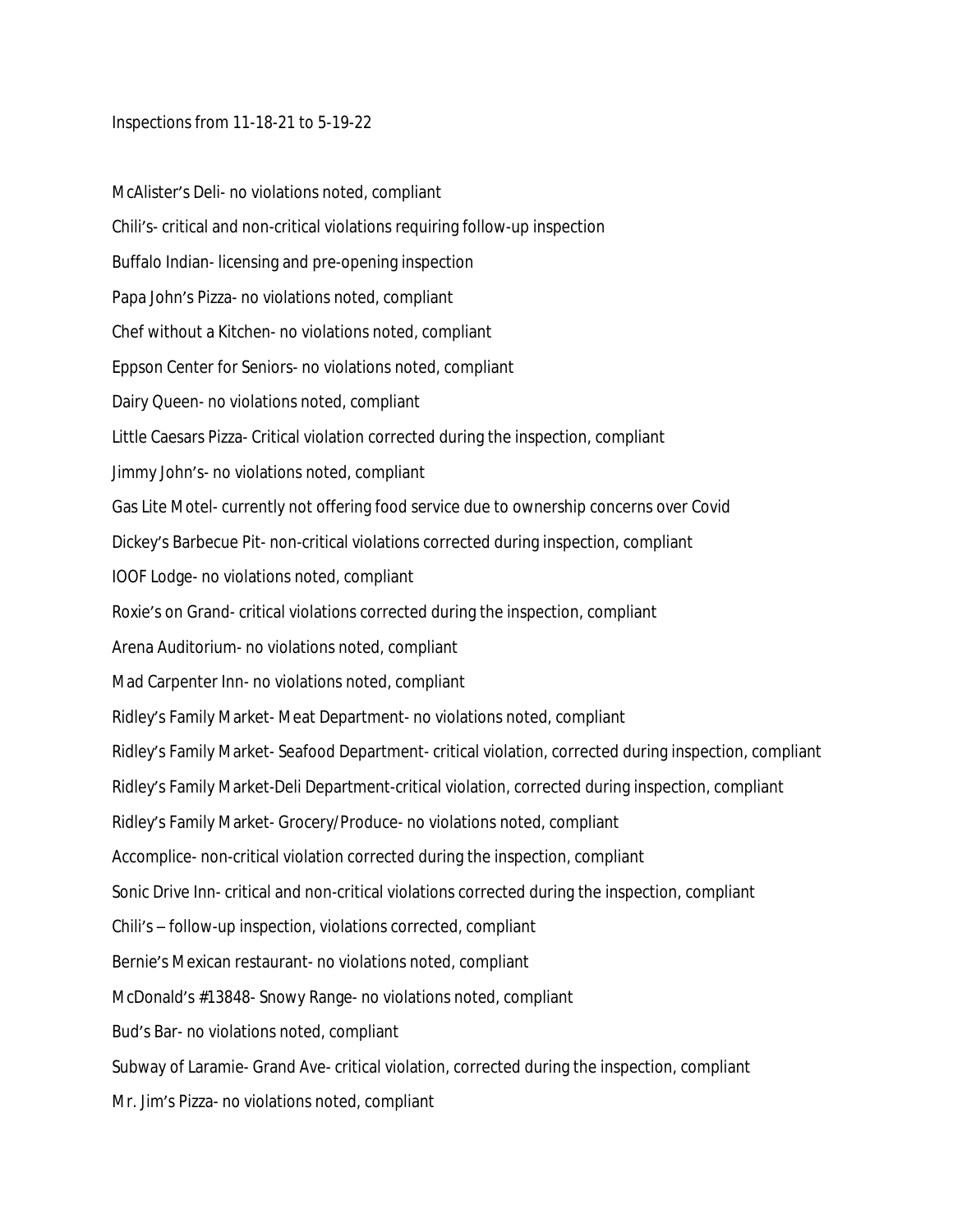Inspections from 11-18-21 to 5-19-22

McAlister's Deli- no violations noted, compliant

Chili's- critical and non-critical violations requiring follow-up inspection

Buffalo Indian- licensing and pre-opening inspection

Papa John's Pizza- no violations noted, compliant

Chef without a Kitchen- no violations noted, compliant

Eppson Center for Seniors- no violations noted, compliant

Dairy Queen- no violations noted, compliant

Little Caesars Pizza- Critical violation corrected during the inspection, compliant

Jimmy John's- no violations noted, compliant

Gas Lite Motel- currently not offering food service due to ownership concerns over Covid

Dickey's Barbecue Pit- non-critical violations corrected during inspection, compliant

IOOF Lodge- no violations noted, compliant

Roxie's on Grand- critical violations corrected during the inspection, compliant

Arena Auditorium- no violations noted, compliant

Mad Carpenter Inn- no violations noted, compliant

Ridley's Family Market- Meat Department- no violations noted, compliant

Ridley's Family Market- Seafood Department- critical violation, corrected during inspection, compliant

Ridley's Family Market-Deli Department-critical violation, corrected during inspection, compliant

Ridley's Family Market- Grocery/Produce- no violations noted, compliant

Accomplice- non-critical violation corrected during the inspection, compliant

Sonic Drive Inn- critical and non-critical violations corrected during the inspection, compliant

Chili's – follow-up inspection, violations corrected, compliant

Bernie's Mexican restaurant- no violations noted, compliant

McDonald's #13848- Snowy Range- no violations noted, compliant

Bud's Bar- no violations noted, compliant

Subway of Laramie- Grand Ave- critical violation, corrected during the inspection, compliant

Mr. Jim's Pizza- no violations noted, compliant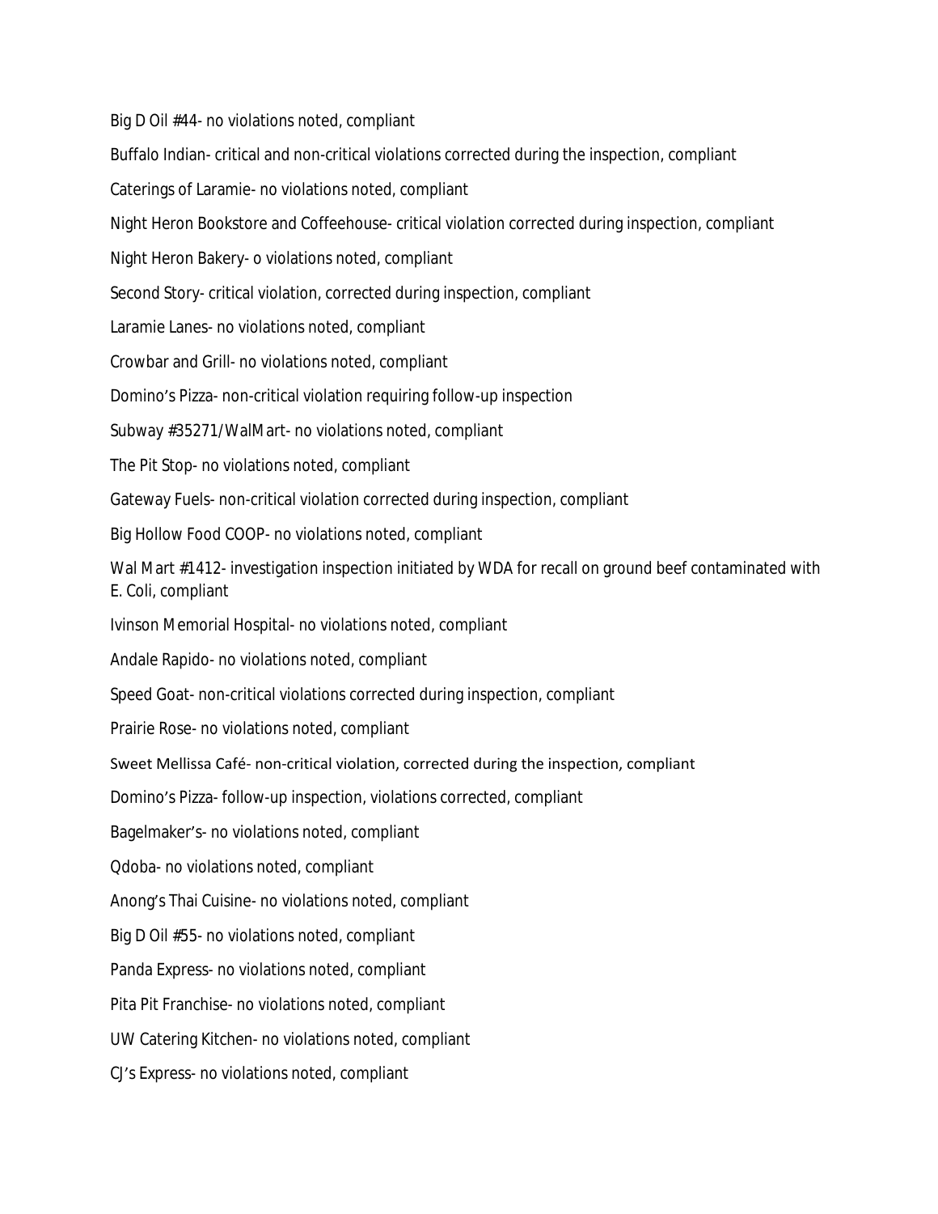Big D Oil #44- no violations noted, compliant

Buffalo Indian- critical and non-critical violations corrected during the inspection, compliant

Caterings of Laramie- no violations noted, compliant

Night Heron Bookstore and Coffeehouse- critical violation corrected during inspection, compliant

Night Heron Bakery- o violations noted, compliant

Second Story- critical violation, corrected during inspection, compliant

Laramie Lanes- no violations noted, compliant

Crowbar and Grill- no violations noted, compliant

Domino's Pizza- non-critical violation requiring follow-up inspection

Subway #35271/WalMart- no violations noted, compliant

The Pit Stop- no violations noted, compliant

Gateway Fuels- non-critical violation corrected during inspection, compliant

Big Hollow Food COOP- no violations noted, compliant

Wal Mart #1412- investigation inspection initiated by WDA for recall on ground beef contaminated with E. Coli, compliant

Ivinson Memorial Hospital- no violations noted, compliant

Andale Rapido- no violations noted, compliant

Speed Goat- non-critical violations corrected during inspection, compliant

Prairie Rose- no violations noted, compliant

Sweet Mellissa Café- non-critical violation, corrected during the inspection, compliant

Domino's Pizza- follow-up inspection, violations corrected, compliant

Bagelmaker's- no violations noted, compliant

Qdoba- no violations noted, compliant

Anong's Thai Cuisine- no violations noted, compliant

Big D Oil #55- no violations noted, compliant

Panda Express- no violations noted, compliant

Pita Pit Franchise- no violations noted, compliant

UW Catering Kitchen- no violations noted, compliant

CJ's Express- no violations noted, compliant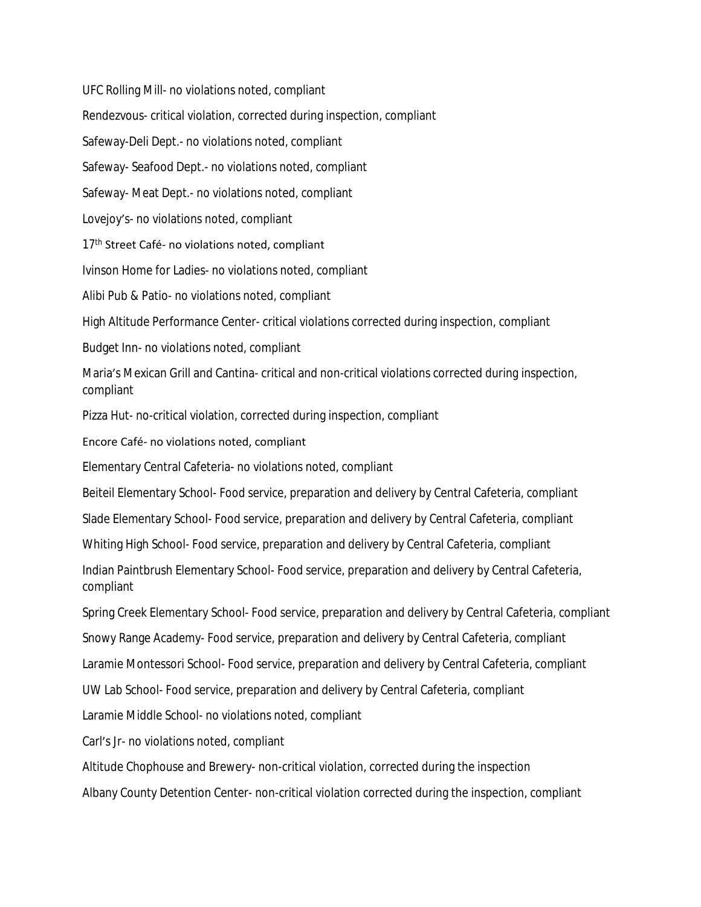UFC Rolling Mill- no violations noted, compliant

Rendezvous- critical violation, corrected during inspection, compliant

Safeway-Deli Dept.- no violations noted, compliant

Safeway- Seafood Dept.- no violations noted, compliant

Safeway- Meat Dept.- no violations noted, compliant

Lovejoy's- no violations noted, compliant

17th Street Café- no violations noted, compliant

Ivinson Home for Ladies- no violations noted, compliant

Alibi Pub & Patio- no violations noted, compliant

High Altitude Performance Center- critical violations corrected during inspection, compliant

Budget Inn- no violations noted, compliant

Maria's Mexican Grill and Cantina- critical and non-critical violations corrected during inspection, compliant

Pizza Hut- no-critical violation, corrected during inspection, compliant

Encore Café- no violations noted, compliant

Elementary Central Cafeteria- no violations noted, compliant

Beiteil Elementary School- Food service, preparation and delivery by Central Cafeteria, compliant

Slade Elementary School- Food service, preparation and delivery by Central Cafeteria, compliant

Whiting High School- Food service, preparation and delivery by Central Cafeteria, compliant

Indian Paintbrush Elementary School- Food service, preparation and delivery by Central Cafeteria, compliant

Spring Creek Elementary School- Food service, preparation and delivery by Central Cafeteria, compliant

Snowy Range Academy- Food service, preparation and delivery by Central Cafeteria, compliant

Laramie Montessori School- Food service, preparation and delivery by Central Cafeteria, compliant

UW Lab School- Food service, preparation and delivery by Central Cafeteria, compliant

Laramie Middle School- no violations noted, compliant

Carl's Jr- no violations noted, compliant

Altitude Chophouse and Brewery- non-critical violation, corrected during the inspection

Albany County Detention Center- non-critical violation corrected during the inspection, compliant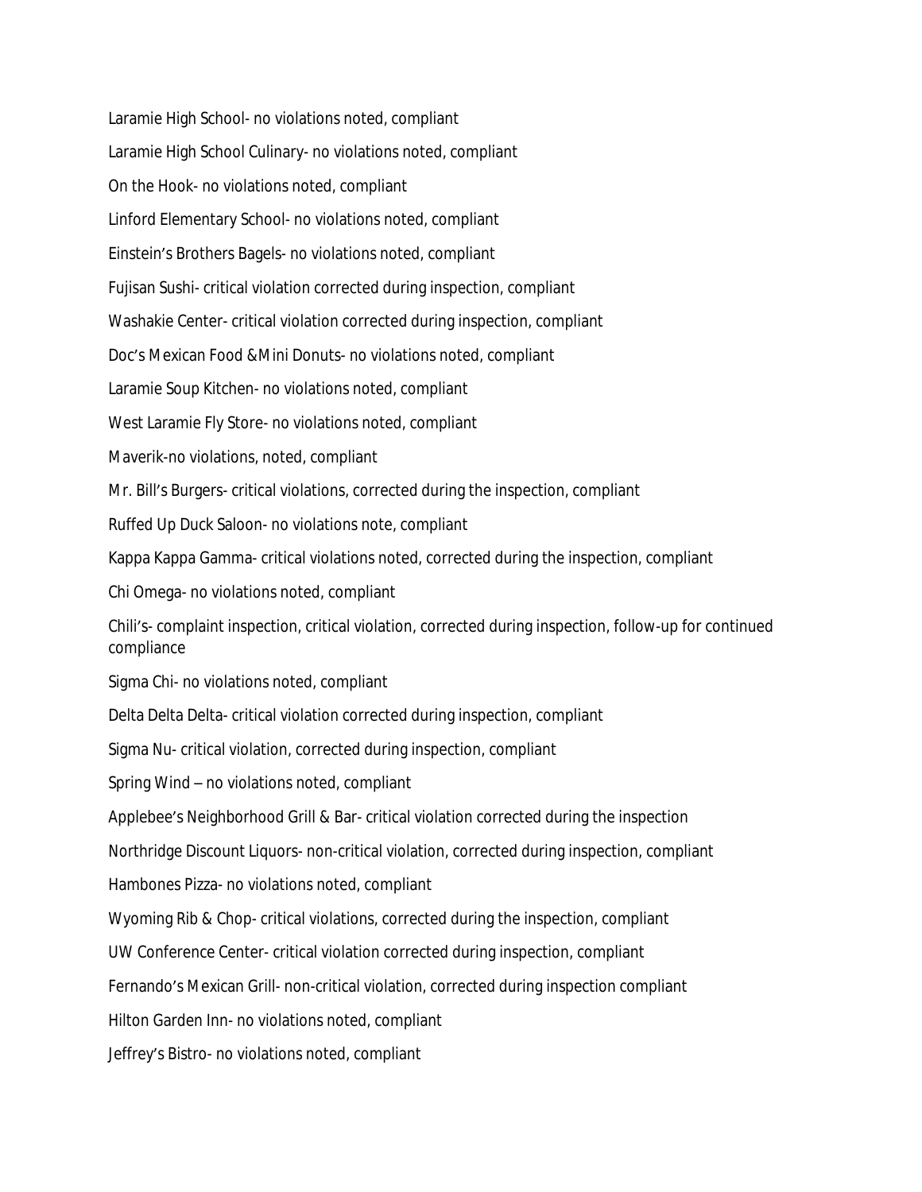Laramie High School- no violations noted, compliant

Laramie High School Culinary- no violations noted, compliant

On the Hook- no violations noted, compliant

Linford Elementary School- no violations noted, compliant

Einstein's Brothers Bagels- no violations noted, compliant

Fujisan Sushi- critical violation corrected during inspection, compliant

Washakie Center- critical violation corrected during inspection, compliant

Doc's Mexican Food &Mini Donuts- no violations noted, compliant

Laramie Soup Kitchen- no violations noted, compliant

West Laramie Fly Store- no violations noted, compliant

Maverik-no violations, noted, compliant

Mr. Bill's Burgers- critical violations, corrected during the inspection, compliant

Ruffed Up Duck Saloon- no violations note, compliant

Kappa Kappa Gamma- critical violations noted, corrected during the inspection, compliant

Chi Omega- no violations noted, compliant

Chili's- complaint inspection, critical violation, corrected during inspection, follow-up for continued compliance

Sigma Chi- no violations noted, compliant

Delta Delta Delta- critical violation corrected during inspection, compliant

Sigma Nu- critical violation, corrected during inspection, compliant

Spring Wind – no violations noted, compliant

Applebee's Neighborhood Grill & Bar- critical violation corrected during the inspection

Northridge Discount Liquors- non-critical violation, corrected during inspection, compliant

Hambones Pizza- no violations noted, compliant

Wyoming Rib & Chop- critical violations, corrected during the inspection, compliant

UW Conference Center- critical violation corrected during inspection, compliant

Fernando's Mexican Grill- non-critical violation, corrected during inspection compliant

Hilton Garden Inn- no violations noted, compliant

Jeffrey's Bistro- no violations noted, compliant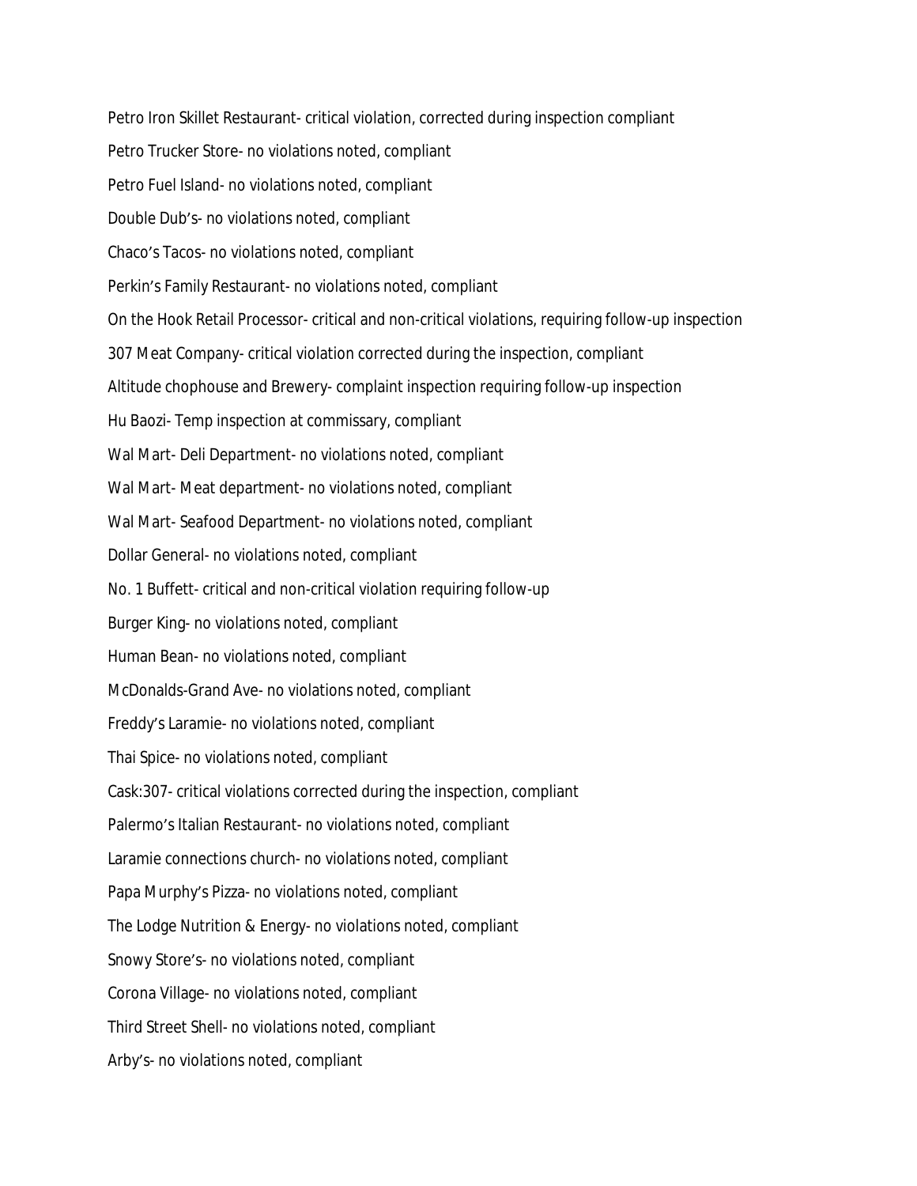Petro Iron Skillet Restaurant- critical violation, corrected during inspection compliant

Petro Trucker Store- no violations noted, compliant

Petro Fuel Island- no violations noted, compliant

Double Dub's- no violations noted, compliant

Chaco's Tacos- no violations noted, compliant

Perkin's Family Restaurant- no violations noted, compliant

On the Hook Retail Processor- critical and non-critical violations, requiring follow-up inspection

307 Meat Company- critical violation corrected during the inspection, compliant

Altitude chophouse and Brewery- complaint inspection requiring follow-up inspection

Hu Baozi- Temp inspection at commissary, compliant

Wal Mart- Deli Department- no violations noted, compliant

Wal Mart- Meat department- no violations noted, compliant

Wal Mart- Seafood Department- no violations noted, compliant

Dollar General- no violations noted, compliant

No. 1 Buffett- critical and non-critical violation requiring follow-up

Burger King- no violations noted, compliant

Human Bean- no violations noted, compliant

McDonalds-Grand Ave- no violations noted, compliant

Freddy's Laramie- no violations noted, compliant

Thai Spice- no violations noted, compliant

Cask:307- critical violations corrected during the inspection, compliant

Palermo's Italian Restaurant- no violations noted, compliant

Laramie connections church- no violations noted, compliant

Papa Murphy's Pizza- no violations noted, compliant

The Lodge Nutrition & Energy- no violations noted, compliant

Snowy Store's- no violations noted, compliant

Corona Village- no violations noted, compliant

Third Street Shell- no violations noted, compliant

Arby's- no violations noted, compliant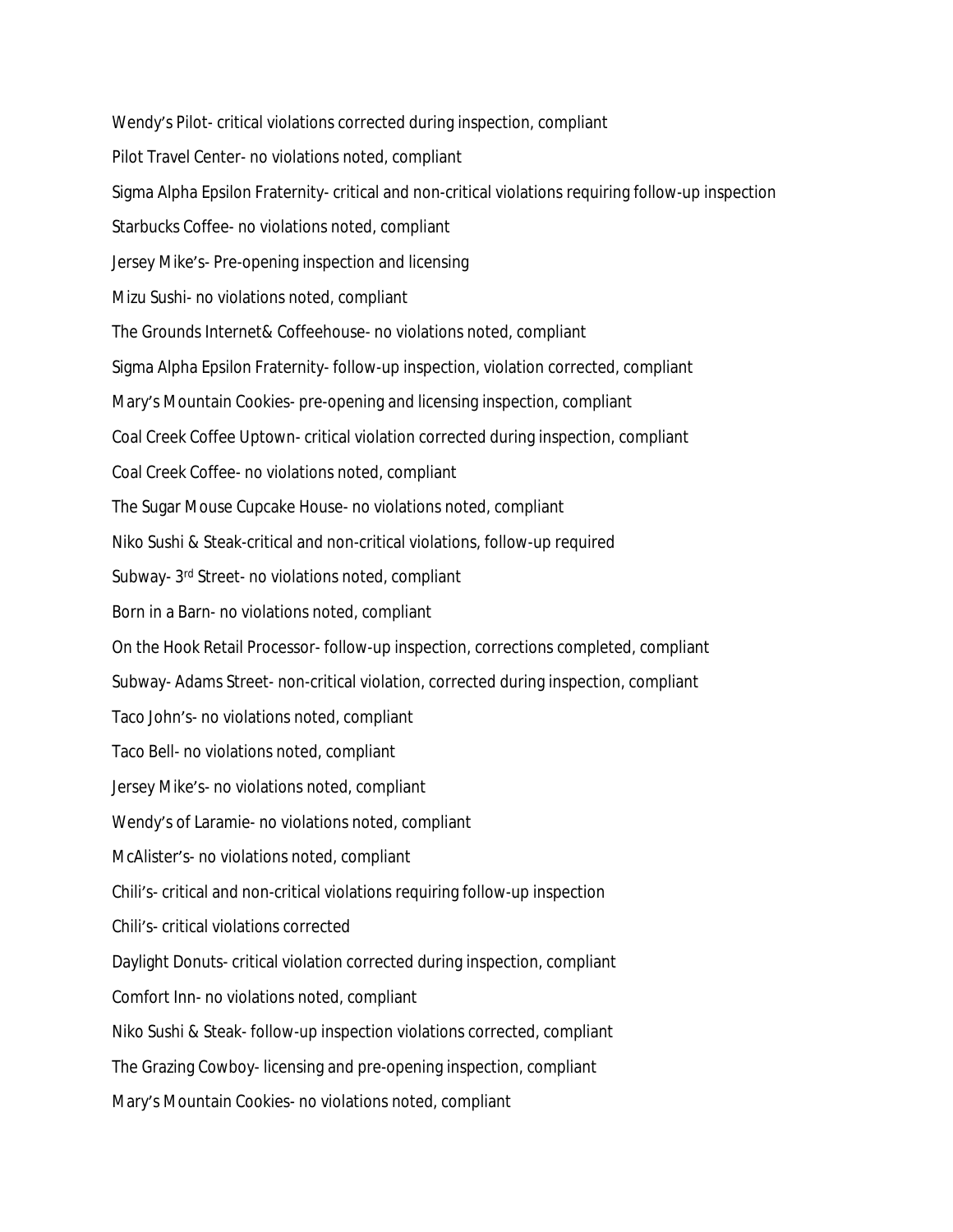Wendy's Pilot- critical violations corrected during inspection, compliant

Pilot Travel Center- no violations noted, compliant

Sigma Alpha Epsilon Fraternity- critical and non-critical violations requiring follow-up inspection

Starbucks Coffee- no violations noted, compliant

Jersey Mike's- Pre-opening inspection and licensing

Mizu Sushi- no violations noted, compliant

The Grounds Internet& Coffeehouse- no violations noted, compliant

Sigma Alpha Epsilon Fraternity- follow-up inspection, violation corrected, compliant

Mary's Mountain Cookies- pre-opening and licensing inspection, compliant

Coal Creek Coffee Uptown- critical violation corrected during inspection, compliant

Coal Creek Coffee- no violations noted, compliant

The Sugar Mouse Cupcake House- no violations noted, compliant

Niko Sushi & Steak-critical and non-critical violations, follow-up required

Subway- 3rd Street- no violations noted, compliant

Born in a Barn- no violations noted, compliant

On the Hook Retail Processor- follow-up inspection, corrections completed, compliant

Subway- Adams Street- non-critical violation, corrected during inspection, compliant

Taco John's- no violations noted, compliant

Taco Bell- no violations noted, compliant

Jersey Mike's- no violations noted, compliant

Wendy's of Laramie- no violations noted, compliant

McAlister's- no violations noted, compliant

Chili's- critical and non-critical violations requiring follow-up inspection

Chili's- critical violations corrected

Daylight Donuts- critical violation corrected during inspection, compliant

Comfort Inn- no violations noted, compliant

Niko Sushi & Steak- follow-up inspection violations corrected, compliant

The Grazing Cowboy- licensing and pre-opening inspection, compliant

Mary's Mountain Cookies- no violations noted, compliant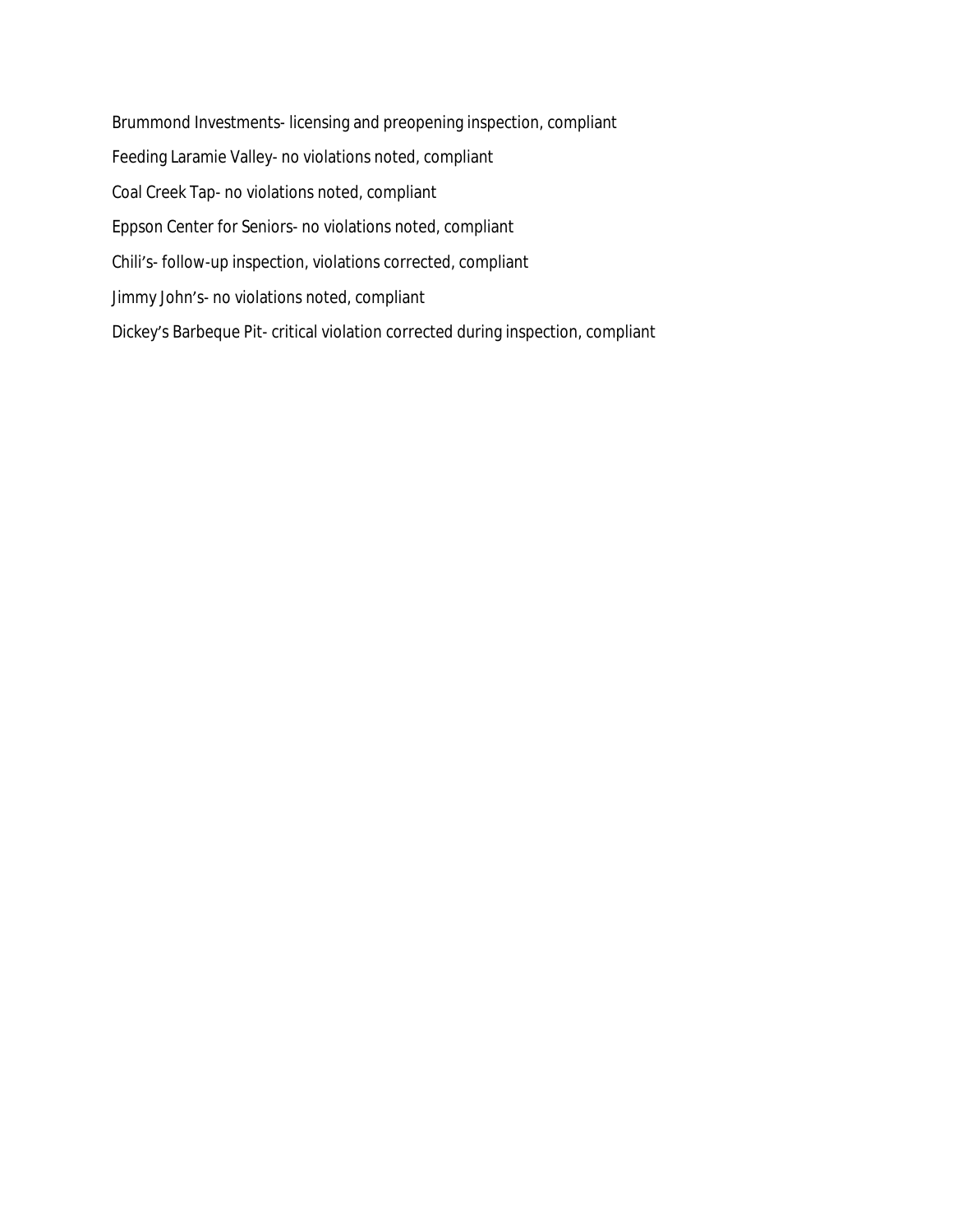Brummond Investments- licensing and preopening inspection, compliant

Feeding Laramie Valley- no violations noted, compliant

Coal Creek Tap- no violations noted, compliant

Eppson Center for Seniors- no violations noted, compliant

Chili's- follow-up inspection, violations corrected, compliant

Jimmy John's- no violations noted, compliant

Dickey's Barbeque Pit- critical violation corrected during inspection, compliant